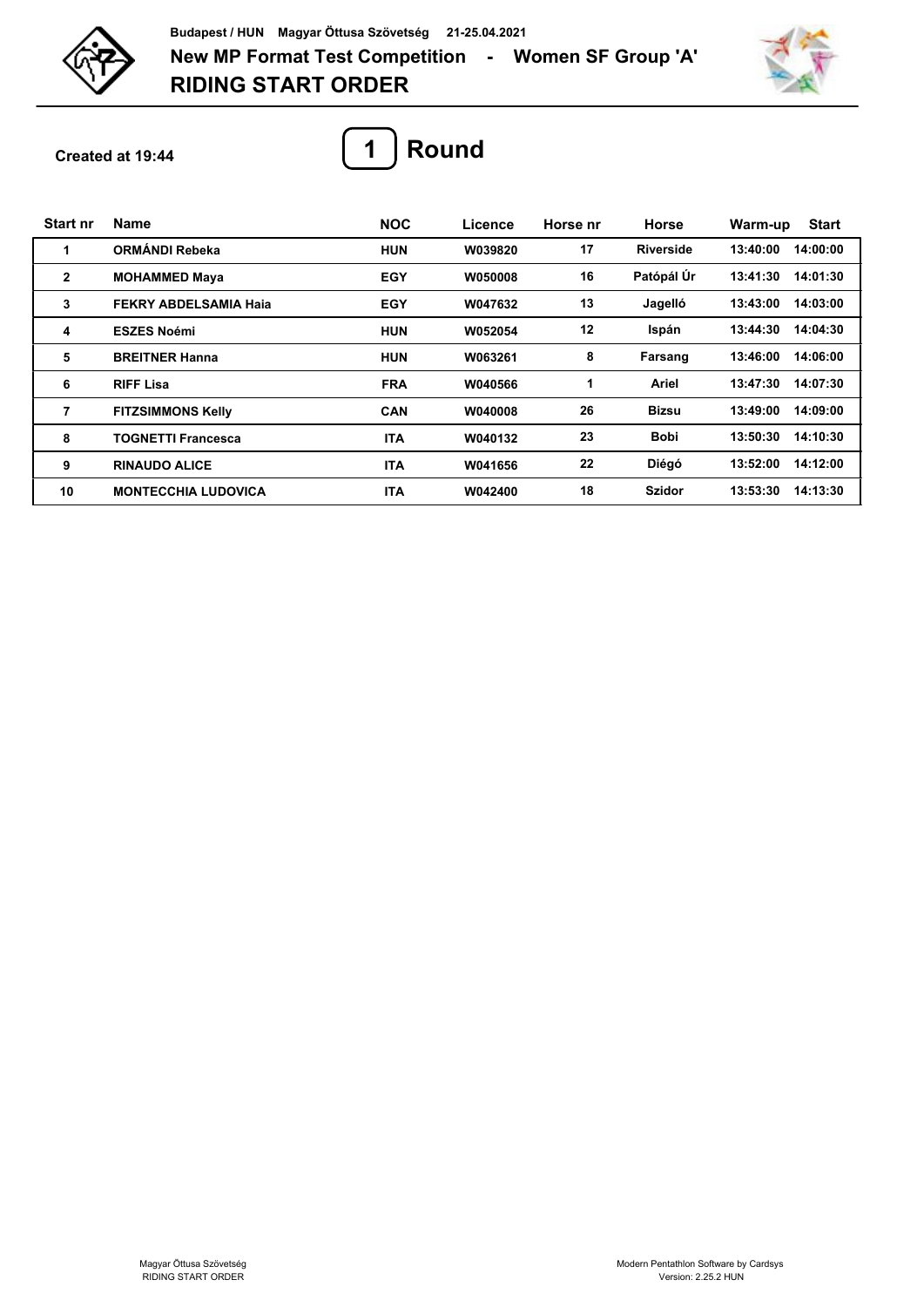Budapest / HUN Magyar Öttusa Szövetség 21-25.04.2021

# New MP Format Test Competition - Women SF Group 'A'

# RIDING START ORDER

Created at 19:44

## 1 Round

| Start nr | Name | NOC | Licence | Horse nr | Horse | Warm-up | Start |
|---|---|---|---|---|---|---|---|
| 1 | ORMÁNDI Rebeka | HUN | W039820 | 17 | Riverside | 13:40:00 | 14:00:00 |
| 2 | MOHAMMED Maya | EGY | W050008 | 16 | Patópál Úr | 13:41:30 | 14:01:30 |
| 3 | FEKRY ABDELSAMIA Haia | EGY | W047632 | 13 | Jagelló | 13:43:00 | 14:03:00 |
| 4 | ESZES Noémi | HUN | W052054 | 12 | Ispán | 13:44:30 | 14:04:30 |
| 5 | BREITNER Hanna | HUN | W063261 | 8 | Farsang | 13:46:00 | 14:06:00 |
| 6 | RIFF Lisa | FRA | W040566 | 1 | Ariel | 13:47:30 | 14:07:30 |
| 7 | FITZSIMMONS Kelly | CAN | W040008 | 26 | Bizsu | 13:49:00 | 14:09:00 |
| 8 | TOGNETTI Francesca | ITA | W040132 | 23 | Bobi | 13:50:30 | 14:10:30 |
| 9 | RINAUDO ALICE | ITA | W041656 | 22 | Diégó | 13:52:00 | 14:12:00 |
| 10 | MONTECCHIA LUDOVICA | ITA | W042400 | 18 | Szidor | 13:53:30 | 14:13:30 |

Magyar Öttusa Szövetség
RIDING START ORDER

Modern Pentathlon Software by Cardsys
Version: 2.25.2 HUN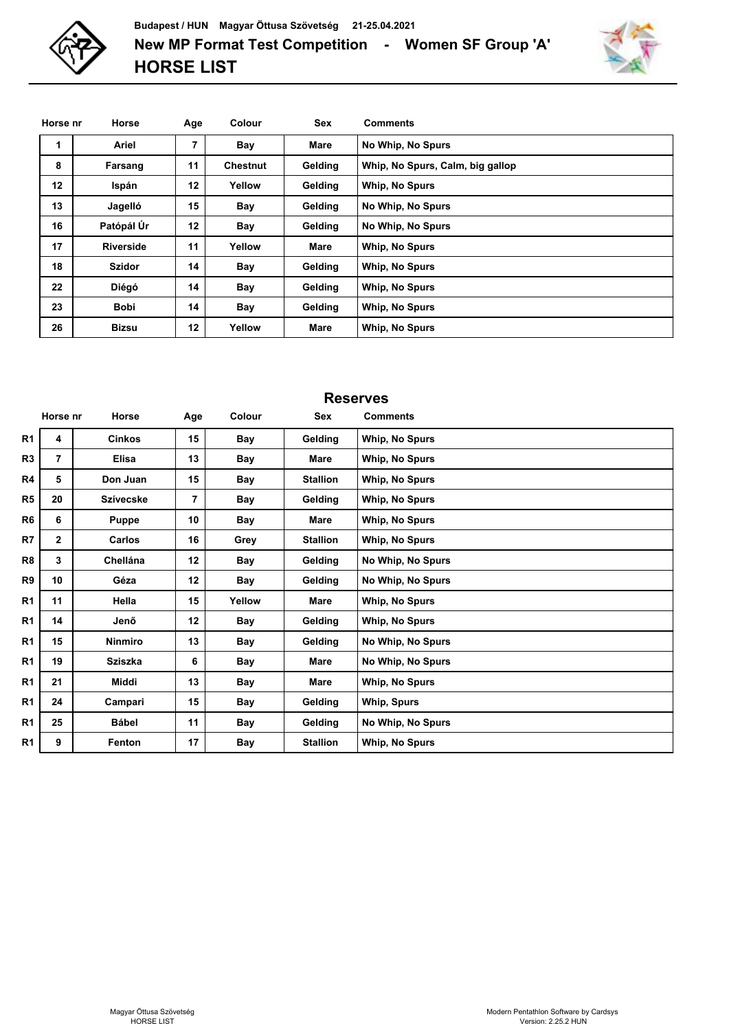Budapest / HUN    Magyar Öttusa Szövetség    21-25.04.2021

# New MP Format Test Competition - Women SF Group 'A'

# HORSE LIST

| Horse nr | Horse | Age | Colour | Sex | Comments |
|---|---|---|---|---|---|
| 1 | Ariel | 7 | Bay | Mare | No Whip, No Spurs |
| 8 | Farsang | 11 | Chestnut | Gelding | Whip, No Spurs, Calm, big gallop |
| 12 | Ispán | 12 | Yellow | Gelding | Whip, No Spurs |
| 13 | Jagelló | 15 | Bay | Gelding | No Whip, No Spurs |
| 16 | Patópál Úr | 12 | Bay | Gelding | No Whip, No Spurs |
| 17 | Riverside | 11 | Yellow | Mare | Whip, No Spurs |
| 18 | Szidor | 14 | Bay | Gelding | Whip, No Spurs |
| 22 | Diégó | 14 | Bay | Gelding | Whip, No Spurs |
| 23 | Bobi | 14 | Bay | Gelding | Whip, No Spurs |
| 26 | Bizsu | 12 | Yellow | Mare | Whip, No Spurs |

## Reserves

| | Horse nr | Horse | Age | Colour | Sex | Comments |
|---|---|---|---|---|---|---|
| R1 | 4 | Cinkos | 15 | Bay | Gelding | Whip, No Spurs |
| R3 | 7 | Elisa | 13 | Bay | Mare | Whip, No Spurs |
| R4 | 5 | Don Juan | 15 | Bay | Stallion | Whip, No Spurs |
| R5 | 20 | Szívecske | 7 | Bay | Gelding | Whip, No Spurs |
| R6 | 6 | Puppe | 10 | Bay | Mare | Whip, No Spurs |
| R7 | 2 | Carlos | 16 | Grey | Stallion | Whip, No Spurs |
| R8 | 3 | Chellána | 12 | Bay | Gelding | No Whip, No Spurs |
| R9 | 10 | Géza | 12 | Bay | Gelding | No Whip, No Spurs |
| R1 | 11 | Hella | 15 | Yellow | Mare | Whip, No Spurs |
| R1 | 14 | Jenő | 12 | Bay | Gelding | Whip, No Spurs |
| R1 | 15 | Ninmiro | 13 | Bay | Gelding | No Whip, No Spurs |
| R1 | 19 | Sziszka | 6 | Bay | Mare | No Whip, No Spurs |
| R1 | 21 | Middi | 13 | Bay | Mare | Whip, No Spurs |
| R1 | 24 | Campari | 15 | Bay | Gelding | Whip, Spurs |
| R1 | 25 | Bábel | 11 | Bay | Gelding | No Whip, No Spurs |
| R1 | 9 | Fenton | 17 | Bay | Stallion | Whip, No Spurs |